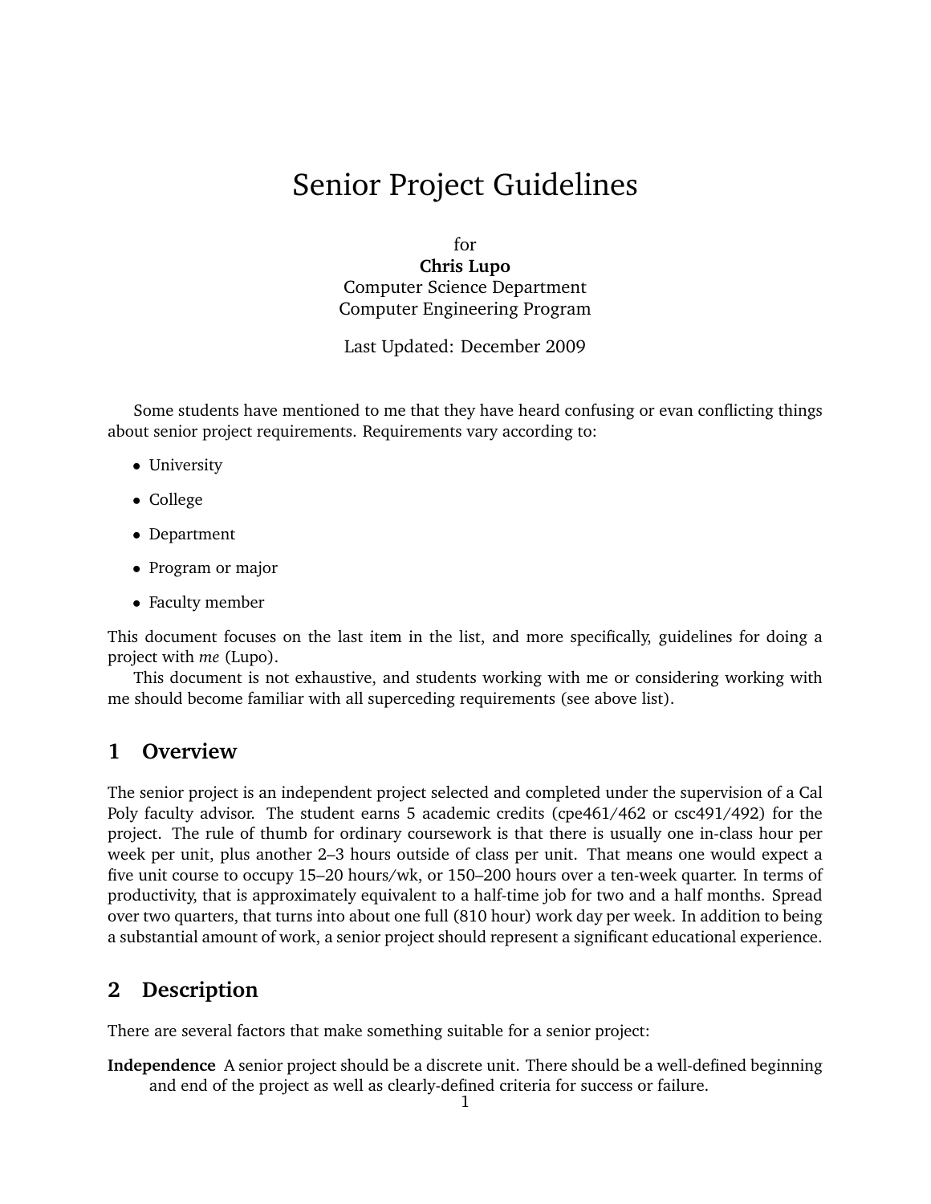# Senior Project Guidelines

for
**Chris Lupo**
Computer Science Department
Computer Engineering Program

Last Updated: December 2009

Some students have mentioned to me that they have heard confusing or evan conflicting things about senior project requirements. Requirements vary according to:

- University
- College
- Department
- Program or major
- Faculty member

This document focuses on the last item in the list, and more specifically, guidelines for doing a project with *me* (Lupo).

This document is not exhaustive, and students working with me or considering working with me should become familiar with all superceding requirements (see above list).

## 1 Overview

The senior project is an independent project selected and completed under the supervision of a Cal Poly faculty advisor. The student earns 5 academic credits (cpe461/462 or csc491/492) for the project. The rule of thumb for ordinary coursework is that there is usually one in-class hour per week per unit, plus another 2–3 hours outside of class per unit. That means one would expect a five unit course to occupy 15–20 hours/wk, or 150–200 hours over a ten-week quarter. In terms of productivity, that is approximately equivalent to a half-time job for two and a half months. Spread over two quarters, that turns into about one full (810 hour) work day per week. In addition to being a substantial amount of work, a senior project should represent a significant educational experience.

## 2 Description

There are several factors that make something suitable for a senior project:

**Independence** A senior project should be a discrete unit. There should be a well-defined beginning and end of the project as well as clearly-defined criteria for success or failure.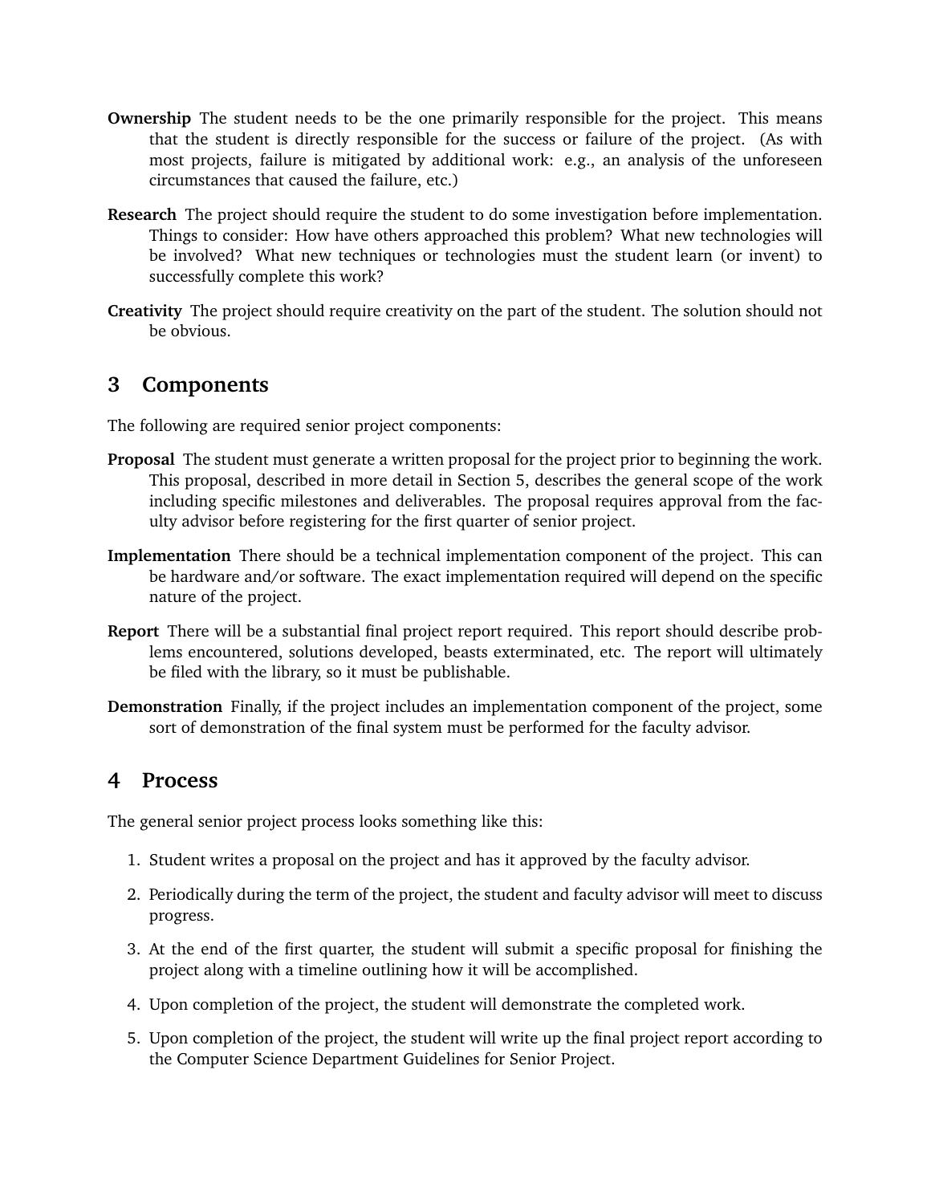**Ownership** The student needs to be the one primarily responsible for the project. This means that the student is directly responsible for the success or failure of the project. (As with most projects, failure is mitigated by additional work: e.g., an analysis of the unforeseen circumstances that caused the failure, etc.)

**Research** The project should require the student to do some investigation before implementation. Things to consider: How have others approached this problem? What new technologies will be involved? What new techniques or technologies must the student learn (or invent) to successfully complete this work?

**Creativity** The project should require creativity on the part of the student. The solution should not be obvious.

## 3 Components

The following are required senior project components:

**Proposal** The student must generate a written proposal for the project prior to beginning the work. This proposal, described in more detail in Section 5, describes the general scope of the work including specific milestones and deliverables. The proposal requires approval from the faculty advisor before registering for the first quarter of senior project.

**Implementation** There should be a technical implementation component of the project. This can be hardware and/or software. The exact implementation required will depend on the specific nature of the project.

**Report** There will be a substantial final project report required. This report should describe problems encountered, solutions developed, beasts exterminated, etc. The report will ultimately be filed with the library, so it must be publishable.

**Demonstration** Finally, if the project includes an implementation component of the project, some sort of demonstration of the final system must be performed for the faculty advisor.

## 4 Process

The general senior project process looks something like this:

1. Student writes a proposal on the project and has it approved by the faculty advisor.
2. Periodically during the term of the project, the student and faculty advisor will meet to discuss progress.
3. At the end of the first quarter, the student will submit a specific proposal for finishing the project along with a timeline outlining how it will be accomplished.
4. Upon completion of the project, the student will demonstrate the completed work.
5. Upon completion of the project, the student will write up the final project report according to the Computer Science Department Guidelines for Senior Project.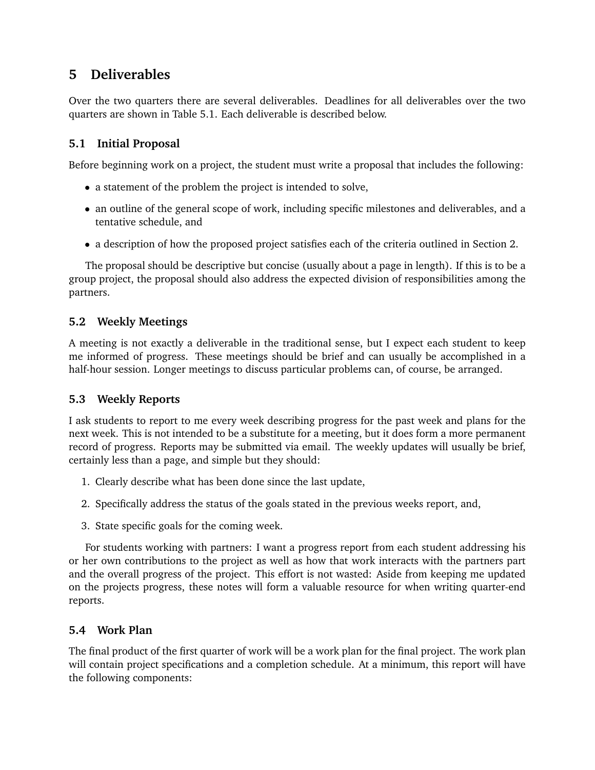## 5 Deliverables

Over the two quarters there are several deliverables. Deadlines for all deliverables over the two quarters are shown in Table 5.1. Each deliverable is described below.

### 5.1 Initial Proposal

Before beginning work on a project, the student must write a proposal that includes the following:

- a statement of the problem the project is intended to solve,
- an outline of the general scope of work, including specific milestones and deliverables, and a tentative schedule, and
- a description of how the proposed project satisfies each of the criteria outlined in Section 2.

The proposal should be descriptive but concise (usually about a page in length). If this is to be a group project, the proposal should also address the expected division of responsibilities among the partners.

### 5.2 Weekly Meetings

A meeting is not exactly a deliverable in the traditional sense, but I expect each student to keep me informed of progress. These meetings should be brief and can usually be accomplished in a half-hour session. Longer meetings to discuss particular problems can, of course, be arranged.

### 5.3 Weekly Reports

I ask students to report to me every week describing progress for the past week and plans for the next week. This is not intended to be a substitute for a meeting, but it does form a more permanent record of progress. Reports may be submitted via email. The weekly updates will usually be brief, certainly less than a page, and simple but they should:

1. Clearly describe what has been done since the last update,
2. Specifically address the status of the goals stated in the previous weeks report, and,
3. State specific goals for the coming week.

For students working with partners: I want a progress report from each student addressing his or her own contributions to the project as well as how that work interacts with the partners part and the overall progress of the project. This effort is not wasted: Aside from keeping me updated on the projects progress, these notes will form a valuable resource for when writing quarter-end reports.

### 5.4 Work Plan

The final product of the first quarter of work will be a work plan for the final project. The work plan will contain project specifications and a completion schedule. At a minimum, this report will have the following components: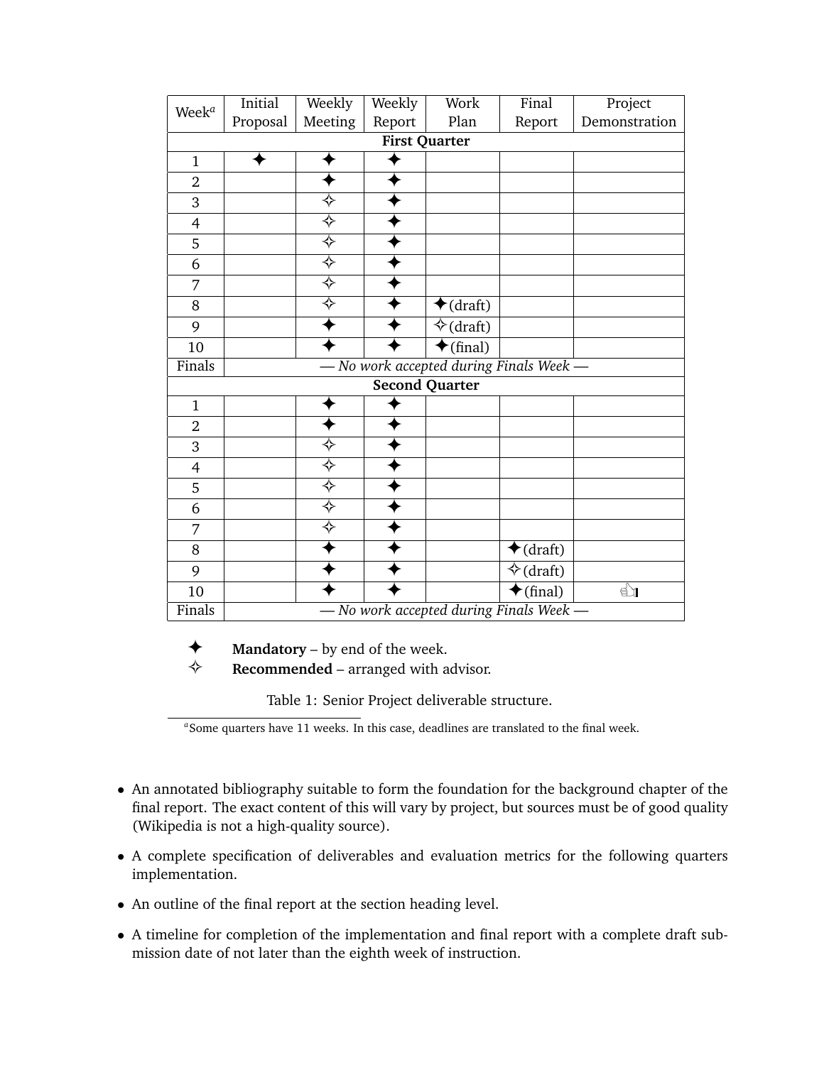| Week[a] | Initial Proposal | Weekly Meeting | Weekly Report | Work Plan | Final Report | Project Demonstration |
|---|---|---|---|---|---|---|
| **First Quarter** | | | | | | |
| 1 | ✦ | ✦ | ✦ | | | |
| 2 | | ✦ | ✦ | | | |
| 3 | | ✧ | ✦ | | | |
| 4 | | ✧ | ✦ | | | |
| 5 | | ✧ | ✦ | | | |
| 6 | | ✧ | ✦ | | | |
| 7 | | ✧ | ✦ | | | |
| 8 | | ✧ | ✦ | ✦(draft) | | |
| 9 | | ✦ | ✦ | ✧(draft) | | |
| 10 | | ✦ | ✦ | ✦(final) | | |
| Finals | *— No work accepted during Finals Week —* | | | | | |
| **Second Quarter** | | | | | | |
| 1 | | ✦ | ✦ | | | |
| 2 | | ✦ | ✦ | | | |
| 3 | | ✧ | ✦ | | | |
| 4 | | ✧ | ✦ | | | |
| 5 | | ✧ | ✦ | | | |
| 6 | | ✧ | ✦ | | | |
| 7 | | ✧ | ✦ | | | |
| 8 | | ✦ | ✦ | | ✦(draft) | |
| 9 | | ✦ | ✦ | | ✧(draft) | |
| 10 | | ✦ | ✦ | | ✦(final) | 👍 |
| Finals | *— No work accepted during Finals Week —* | | | | | |

✦ **Mandatory** – by end of the week.
✧ **Recommended** – arranged with advisor.

Table 1: Senior Project deliverable structure.

[a] Some quarters have 11 weeks. In this case, deadlines are translated to the final week.

- An annotated bibliography suitable to form the foundation for the background chapter of the final report. The exact content of this will vary by project, but sources must be of good quality (Wikipedia is not a high-quality source).
- A complete specification of deliverables and evaluation metrics for the following quarters implementation.
- An outline of the final report at the section heading level.
- A timeline for completion of the implementation and final report with a complete draft submission date of not later than the eighth week of instruction.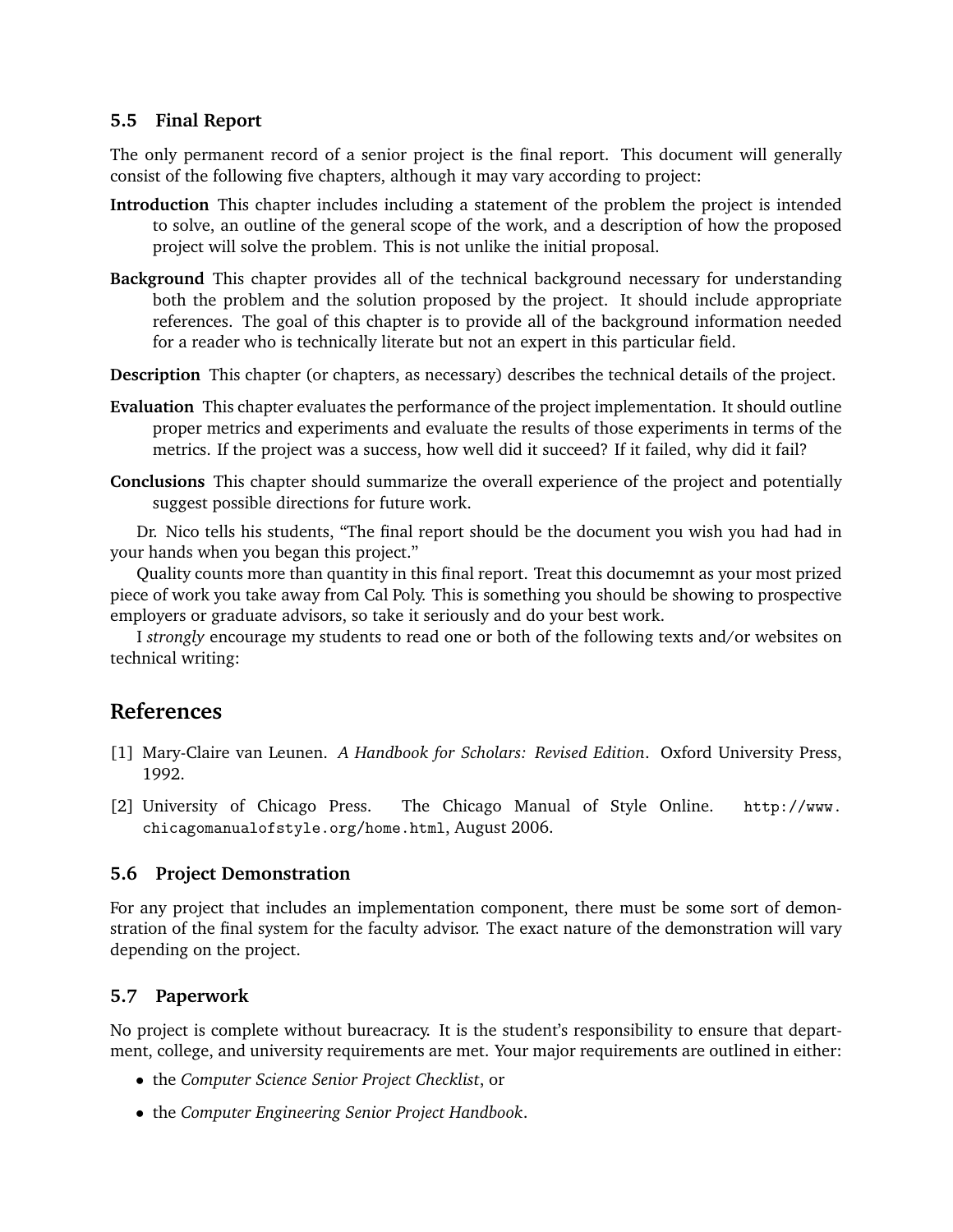### 5.5 Final Report

The only permanent record of a senior project is the final report. This document will generally consist of the following five chapters, although it may vary according to project:

**Introduction** This chapter includes including a statement of the problem the project is intended to solve, an outline of the general scope of the work, and a description of how the proposed project will solve the problem. This is not unlike the initial proposal.

**Background** This chapter provides all of the technical background necessary for understanding both the problem and the solution proposed by the project. It should include appropriate references. The goal of this chapter is to provide all of the background information needed for a reader who is technically literate but not an expert in this particular field.

**Description** This chapter (or chapters, as necessary) describes the technical details of the project.

**Evaluation** This chapter evaluates the performance of the project implementation. It should outline proper metrics and experiments and evaluate the results of those experiments in terms of the metrics. If the project was a success, how well did it succeed? If it failed, why did it fail?

**Conclusions** This chapter should summarize the overall experience of the project and potentially suggest possible directions for future work.

Dr. Nico tells his students, "The final report should be the document you wish you had had in your hands when you began this project."

Quality counts more than quantity in this final report. Treat this documemnt as your most prized piece of work you take away from Cal Poly. This is something you should be showing to prospective employers or graduate advisors, so take it seriously and do your best work.

I *strongly* encourage my students to read one or both of the following texts and/or websites on technical writing:

## References

[1] Mary-Claire van Leunen. *A Handbook for Scholars: Revised Edition*. Oxford University Press, 1992.

[2] University of Chicago Press. The Chicago Manual of Style Online. `http://www.chicagomanualofstyle.org/home.html`, August 2006.

### 5.6 Project Demonstration

For any project that includes an implementation component, there must be some sort of demonstration of the final system for the faculty advisor. The exact nature of the demonstration will vary depending on the project.

### 5.7 Paperwork

No project is complete without bureacracy. It is the student's responsibility to ensure that department, college, and university requirements are met. Your major requirements are outlined in either:

- the *Computer Science Senior Project Checklist*, or
- the *Computer Engineering Senior Project Handbook*.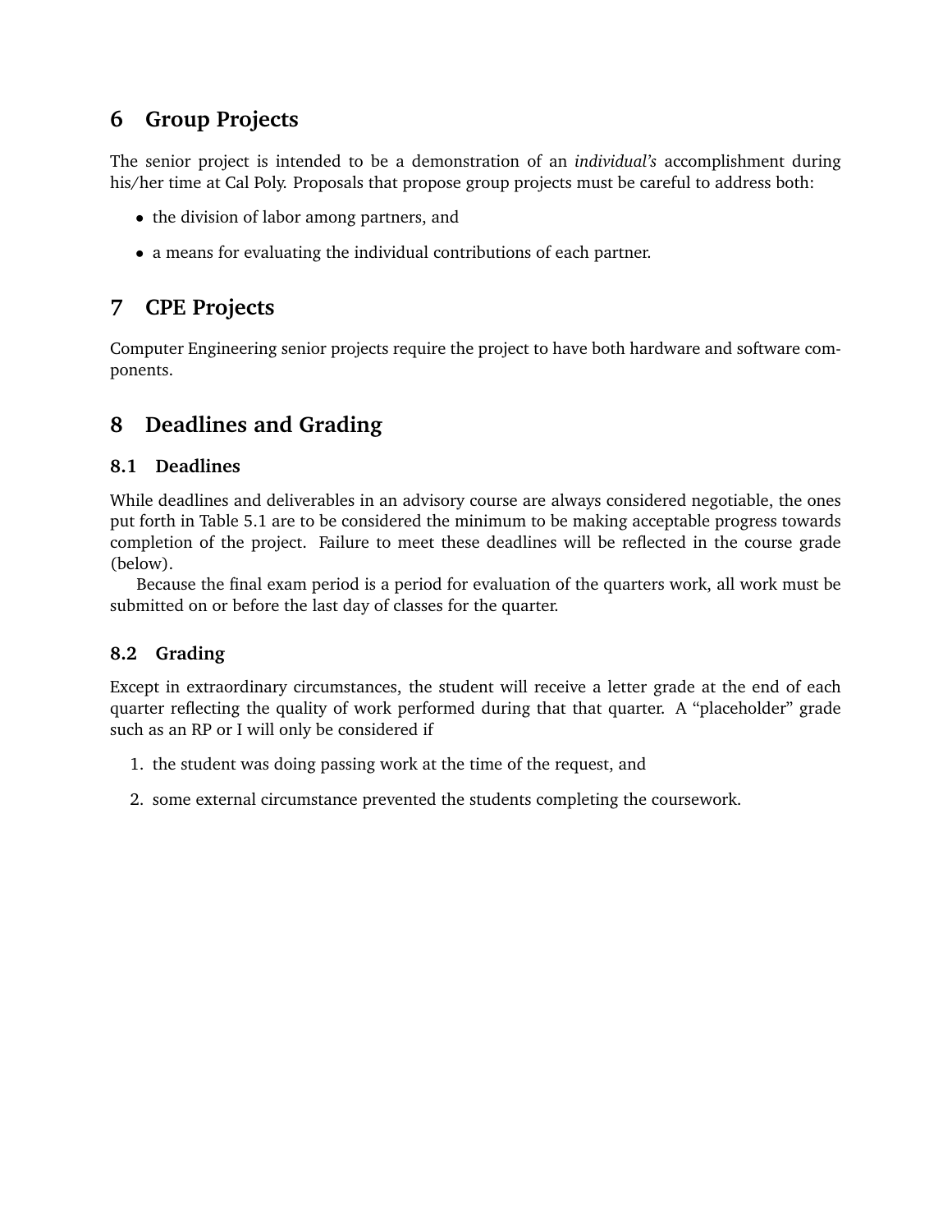## 6 Group Projects

The senior project is intended to be a demonstration of an *individual's* accomplishment during his/her time at Cal Poly. Proposals that propose group projects must be careful to address both:

- the division of labor among partners, and
- a means for evaluating the individual contributions of each partner.

## 7 CPE Projects

Computer Engineering senior projects require the project to have both hardware and software components.

## 8 Deadlines and Grading

### 8.1 Deadlines

While deadlines and deliverables in an advisory course are always considered negotiable, the ones put forth in Table 5.1 are to be considered the minimum to be making acceptable progress towards completion of the project. Failure to meet these deadlines will be reflected in the course grade (below).

Because the final exam period is a period for evaluation of the quarters work, all work must be submitted on or before the last day of classes for the quarter.

### 8.2 Grading

Except in extraordinary circumstances, the student will receive a letter grade at the end of each quarter reflecting the quality of work performed during that that quarter. A "placeholder" grade such as an RP or I will only be considered if

1. the student was doing passing work at the time of the request, and
2. some external circumstance prevented the students completing the coursework.